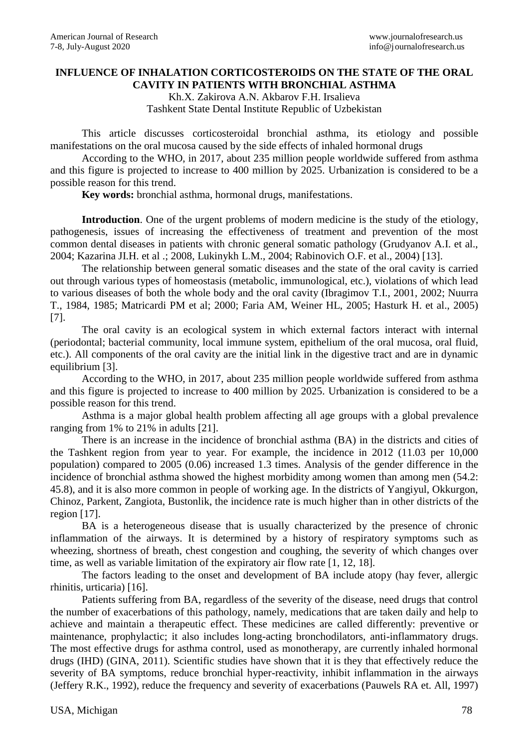# INFLUENCE OF INHALATION CORTICOSTEROIDS ON THE STATE OF THE ORAL CAVITY IN PATIENTS WITH BRONCHIAL ASTHMA

Kh.X. Zakirova A.N. Akbarov F.H. Irsalieva
Tashkent State Dental Institute Republic of Uzbekistan

This article discusses corticosteroidal bronchial asthma, its etiology and possible manifestations on the oral mucosa caused by the side effects of inhaled hormonal drugs

According to the WHO, in 2017, about 235 million people worldwide suffered from asthma and this figure is projected to increase to 400 million by 2025. Urbanization is considered to be a possible reason for this trend.

**Key words:** bronchial asthma, hormonal drugs, manifestations.

**Introduction**. One of the urgent problems of modern medicine is the study of the etiology, pathogenesis, issues of increasing the effectiveness of treatment and prevention of the most common dental diseases in patients with chronic general somatic pathology (Grudyanov A.I. et al., 2004; Kazarina JI.H. et al .; 2008, Lukinykh L.M., 2004; Rabinovich O.F. et al., 2004) [13].

The relationship between general somatic diseases and the state of the oral cavity is carried out through various types of homeostasis (metabolic, immunological, etc.), violations of which lead to various diseases of both the whole body and the oral cavity (Ibragimov T.I., 2001, 2002; Nuurra T., 1984, 1985; Matricardi PM et al; 2000; Faria AM, Weiner HL, 2005; Hasturk H. et al., 2005) [7].

The oral cavity is an ecological system in which external factors interact with internal (periodontal; bacterial community, local immune system, epithelium of the oral mucosa, oral fluid, etc.). All components of the oral cavity are the initial link in the digestive tract and are in dynamic equilibrium [3].

According to the WHO, in 2017, about 235 million people worldwide suffered from asthma and this figure is projected to increase to 400 million by 2025. Urbanization is considered to be a possible reason for this trend.

Asthma is a major global health problem affecting all age groups with a global prevalence ranging from 1% to 21% in adults [21].

There is an increase in the incidence of bronchial asthma (BA) in the districts and cities of the Tashkent region from year to year. For example, the incidence in 2012 (11.03 per 10,000 population) compared to 2005 (0.06) increased 1.3 times. Analysis of the gender difference in the incidence of bronchial asthma showed the highest morbidity among women than among men (54.2: 45.8), and it is also more common in people of working age. In the districts of Yangiyul, Okkurgon, Chinoz, Parkent, Zangiota, Bustonlik, the incidence rate is much higher than in other districts of the region [17].

BA is a heterogeneous disease that is usually characterized by the presence of chronic inflammation of the airways. It is determined by a history of respiratory symptoms such as wheezing, shortness of breath, chest congestion and coughing, the severity of which changes over time, as well as variable limitation of the expiratory air flow rate [1, 12, 18].

The factors leading to the onset and development of BA include atopy (hay fever, allergic rhinitis, urticaria) [16].

Patients suffering from BA, regardless of the severity of the disease, need drugs that control the number of exacerbations of this pathology, namely, medications that are taken daily and help to achieve and maintain a therapeutic effect. These medicines are called differently: preventive or maintenance, prophylactic; it also includes long-acting bronchodilators, anti-inflammatory drugs. The most effective drugs for asthma control, used as monotherapy, are currently inhaled hormonal drugs (IHD) (GINA, 2011). Scientific studies have shown that it is they that effectively reduce the severity of BA symptoms, reduce bronchial hyper-reactivity, inhibit inflammation in the airways (Jeffery R.K., 1992), reduce the frequency and severity of exacerbations (Pauwels RA et. All, 1997)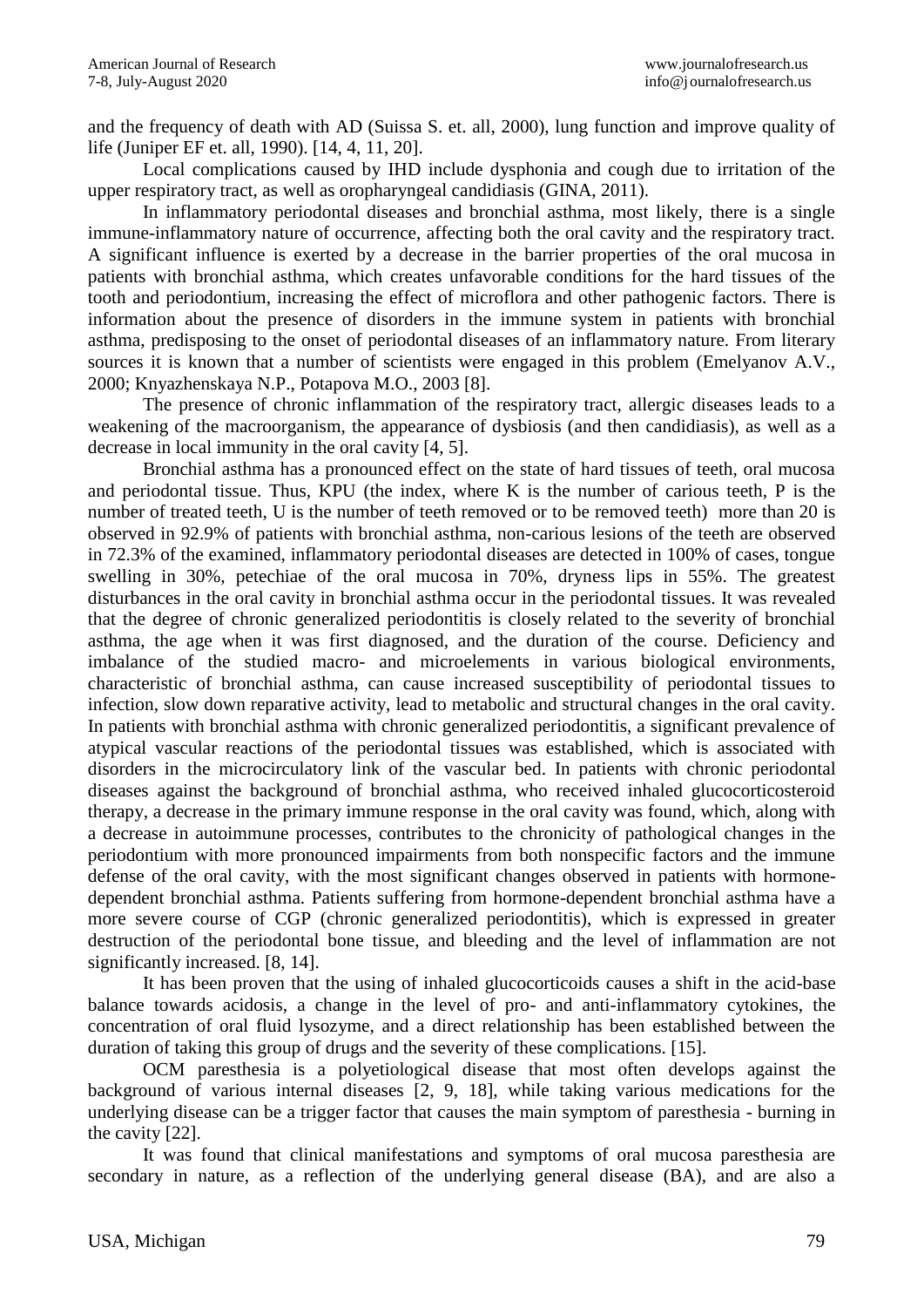and the frequency of death with AD (Suissa S. et. all, 2000), lung function and improve quality of life (Juniper EF et. all, 1990). [14, 4, 11, 20].

Local complications caused by IHD include dysphonia and cough due to irritation of the upper respiratory tract, as well as oropharyngeal candidiasis (GINA, 2011).

In inflammatory periodontal diseases and bronchial asthma, most likely, there is a single immune-inflammatory nature of occurrence, affecting both the oral cavity and the respiratory tract. A significant influence is exerted by a decrease in the barrier properties of the oral mucosa in patients with bronchial asthma, which creates unfavorable conditions for the hard tissues of the tooth and periodontium, increasing the effect of microflora and other pathogenic factors. There is information about the presence of disorders in the immune system in patients with bronchial asthma, predisposing to the onset of periodontal diseases of an inflammatory nature. From literary sources it is known that a number of scientists were engaged in this problem (Emelyanov A.V., 2000; Knyazhenskaya N.P., Potapova M.O., 2003 [8].

The presence of chronic inflammation of the respiratory tract, allergic diseases leads to a weakening of the macroorganism, the appearance of dysbiosis (and then candidiasis), as well as a decrease in local immunity in the oral cavity [4, 5].

Bronchial asthma has a pronounced effect on the state of hard tissues of teeth, oral mucosa and periodontal tissue. Thus, KPU (the index, where K is the number of carious teeth, P is the number of treated teeth, U is the number of teeth removed or to be removed teeth) more than 20 is observed in 92.9% of patients with bronchial asthma, non-carious lesions of the teeth are observed in 72.3% of the examined, inflammatory periodontal diseases are detected in 100% of cases, tongue swelling in 30%, petechiae of the oral mucosa in 70%, dryness lips in 55%. The greatest disturbances in the oral cavity in bronchial asthma occur in the periodontal tissues. It was revealed that the degree of chronic generalized periodontitis is closely related to the severity of bronchial asthma, the age when it was first diagnosed, and the duration of the course. Deficiency and imbalance of the studied macro- and microelements in various biological environments, characteristic of bronchial asthma, can cause increased susceptibility of periodontal tissues to infection, slow down reparative activity, lead to metabolic and structural changes in the oral cavity. In patients with bronchial asthma with chronic generalized periodontitis, a significant prevalence of atypical vascular reactions of the periodontal tissues was established, which is associated with disorders in the microcirculatory link of the vascular bed. In patients with chronic periodontal diseases against the background of bronchial asthma, who received inhaled glucocorticosteroid therapy, a decrease in the primary immune response in the oral cavity was found, which, along with a decrease in autoimmune processes, contributes to the chronicity of pathological changes in the periodontium with more pronounced impairments from both nonspecific factors and the immune defense of the oral cavity, with the most significant changes observed in patients with hormone-dependent bronchial asthma. Patients suffering from hormone-dependent bronchial asthma have a more severe course of CGP (chronic generalized periodontitis), which is expressed in greater destruction of the periodontal bone tissue, and bleeding and the level of inflammation are not significantly increased. [8, 14].

It has been proven that the using of inhaled glucocorticoids causes a shift in the acid-base balance towards acidosis, a change in the level of pro- and anti-inflammatory cytokines, the concentration of oral fluid lysozyme, and a direct relationship has been established between the duration of taking this group of drugs and the severity of these complications. [15].

OCM paresthesia is a polyetiological disease that most often develops against the background of various internal diseases [2, 9, 18], while taking various medications for the underlying disease can be a trigger factor that causes the main symptom of paresthesia - burning in the cavity [22].

It was found that clinical manifestations and symptoms of oral mucosa paresthesia are secondary in nature, as a reflection of the underlying general disease (BA), and are also a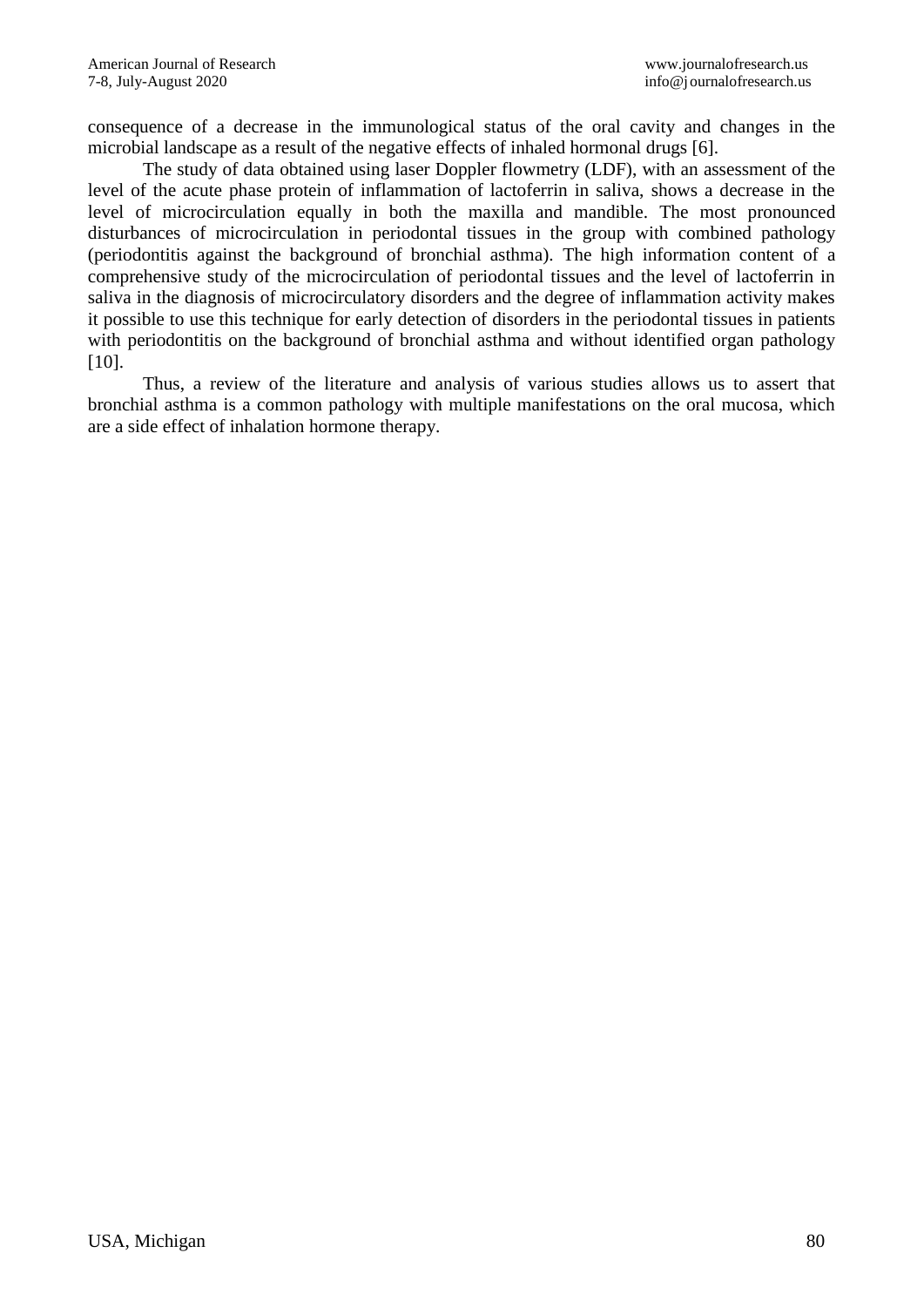consequence of a decrease in the immunological status of the oral cavity and changes in the microbial landscape as a result of the negative effects of inhaled hormonal drugs [6].

The study of data obtained using laser Doppler flowmetry (LDF), with an assessment of the level of the acute phase protein of inflammation of lactoferrin in saliva, shows a decrease in the level of microcirculation equally in both the maxilla and mandible. The most pronounced disturbances of microcirculation in periodontal tissues in the group with combined pathology (periodontitis against the background of bronchial asthma). The high information content of a comprehensive study of the microcirculation of periodontal tissues and the level of lactoferrin in saliva in the diagnosis of microcirculatory disorders and the degree of inflammation activity makes it possible to use this technique for early detection of disorders in the periodontal tissues in patients with periodontitis on the background of bronchial asthma and without identified organ pathology [10].

Thus, a review of the literature and analysis of various studies allows us to assert that bronchial asthma is a common pathology with multiple manifestations on the oral mucosa, which are a side effect of inhalation hormone therapy.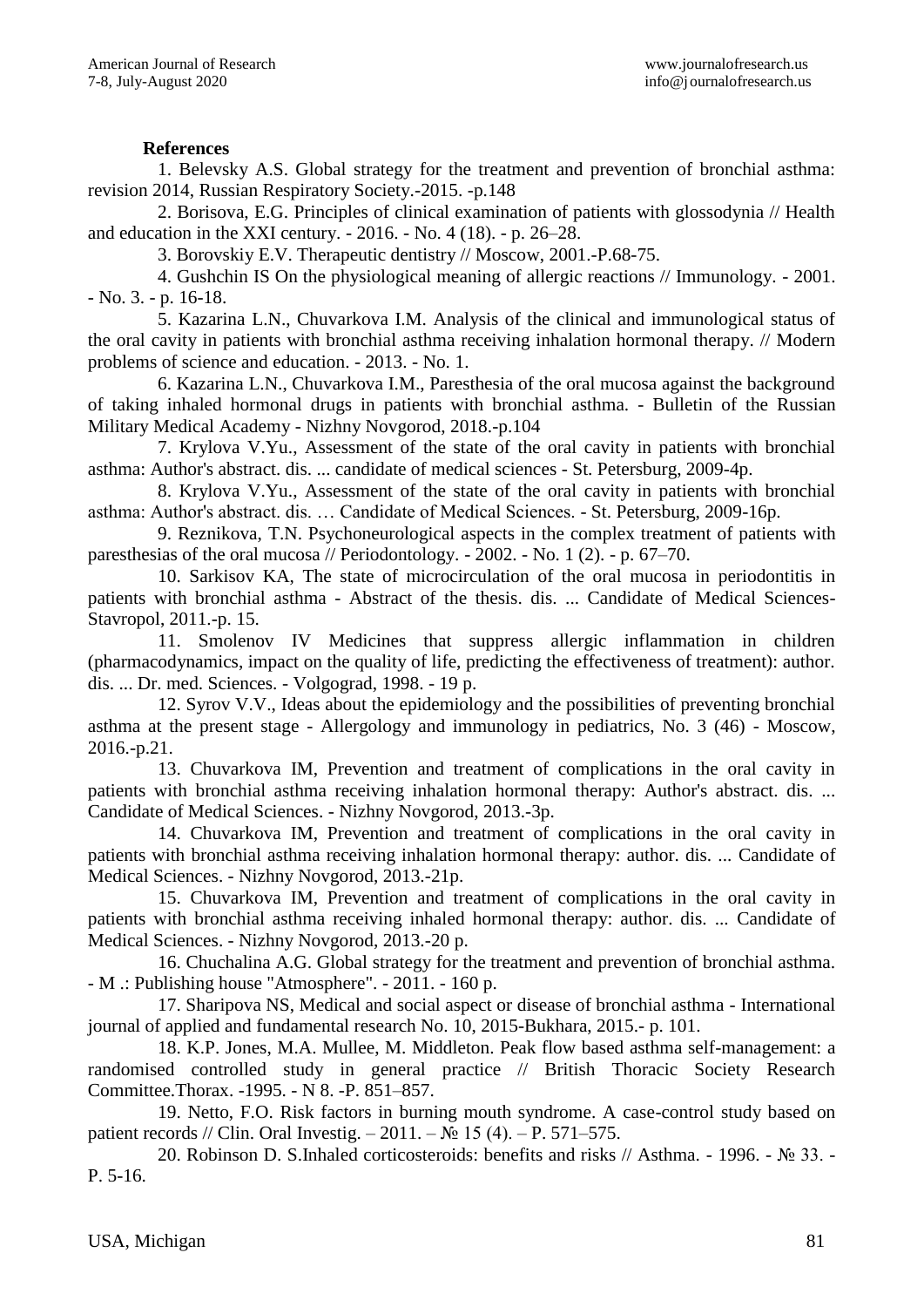**References**

1. Belevsky A.S. Global strategy for the treatment and prevention of bronchial asthma: revision 2014, Russian Respiratory Society.-2015. -p.148

2. Borisova, E.G. Principles of clinical examination of patients with glossodynia // Health and education in the XXI century. - 2016. - No. 4 (18). - p. 26–28.

3. Borovskiy E.V. Therapeutic dentistry // Moscow, 2001.-P.68-75.

4. Gushchin IS On the physiological meaning of allergic reactions // Immunology. - 2001. - No. 3. - p. 16-18.

5. Kazarina L.N., Chuvarkova I.M. Analysis of the clinical and immunological status of the oral cavity in patients with bronchial asthma receiving inhalation hormonal therapy. // Modern problems of science and education. - 2013. - No. 1.

6. Kazarina L.N., Chuvarkova I.M., Paresthesia of the oral mucosa against the background of taking inhaled hormonal drugs in patients with bronchial asthma. - Bulletin of the Russian Military Medical Academy - Nizhny Novgorod, 2018.-p.104

7. Krylova V.Yu., Assessment of the state of the oral cavity in patients with bronchial asthma: Author's abstract. dis. ... candidate of medical sciences - St. Petersburg, 2009-4p.

8. Krylova V.Yu., Assessment of the state of the oral cavity in patients with bronchial asthma: Author's abstract. dis. … Candidate of Medical Sciences. - St. Petersburg, 2009-16p.

9. Reznikova, T.N. Psychoneurological aspects in the complex treatment of patients with paresthesias of the oral mucosa // Periodontology. - 2002. - No. 1 (2). - p. 67–70.

10. Sarkisov KA, The state of microcirculation of the oral mucosa in periodontitis in patients with bronchial asthma - Abstract of the thesis. dis. ... Candidate of Medical Sciences-Stavropol, 2011.-p. 15.

11. Smolenov IV Medicines that suppress allergic inflammation in children (pharmacodynamics, impact on the quality of life, predicting the effectiveness of treatment): author. dis. ... Dr. med. Sciences. - Volgograd, 1998. - 19 p.

12. Syrov V.V., Ideas about the epidemiology and the possibilities of preventing bronchial asthma at the present stage - Allergology and immunology in pediatrics, No. 3 (46) - Moscow, 2016.-p.21.

13. Chuvarkova IM, Prevention and treatment of complications in the oral cavity in patients with bronchial asthma receiving inhalation hormonal therapy: Author's abstract. dis. ... Candidate of Medical Sciences. - Nizhny Novgorod, 2013.-3p.

14. Chuvarkova IM, Prevention and treatment of complications in the oral cavity in patients with bronchial asthma receiving inhalation hormonal therapy: author. dis. ... Candidate of Medical Sciences. - Nizhny Novgorod, 2013.-21p.

15. Chuvarkova IM, Prevention and treatment of complications in the oral cavity in patients with bronchial asthma receiving inhaled hormonal therapy: author. dis. ... Candidate of Medical Sciences. - Nizhny Novgorod, 2013.-20 p.

16. Chuchalina A.G. Global strategy for the treatment and prevention of bronchial asthma. - M .: Publishing house "Atmosphere". - 2011. - 160 p.

17. Sharipova NS, Medical and social aspect or disease of bronchial asthma - International journal of applied and fundamental research No. 10, 2015-Bukhara, 2015.- p. 101.

18. K.P. Jones, M.A. Mullee, M. Middleton. Peak flow based asthma self-management: a randomised controlled study in general practice // British Thoracic Society Research Committee.Thorax. -1995. - N 8. -P. 851–857.

19. Netto, F.O. Risk factors in burning mouth syndrome. A case-control study based on patient records // Clin. Oral Investig. – 2011. – № 15 (4). – P. 571–575.

20. Robinson D. S.Inhaled corticosteroids: benefits and risks // Asthma. - 1996. - № 33. - P. 5-16.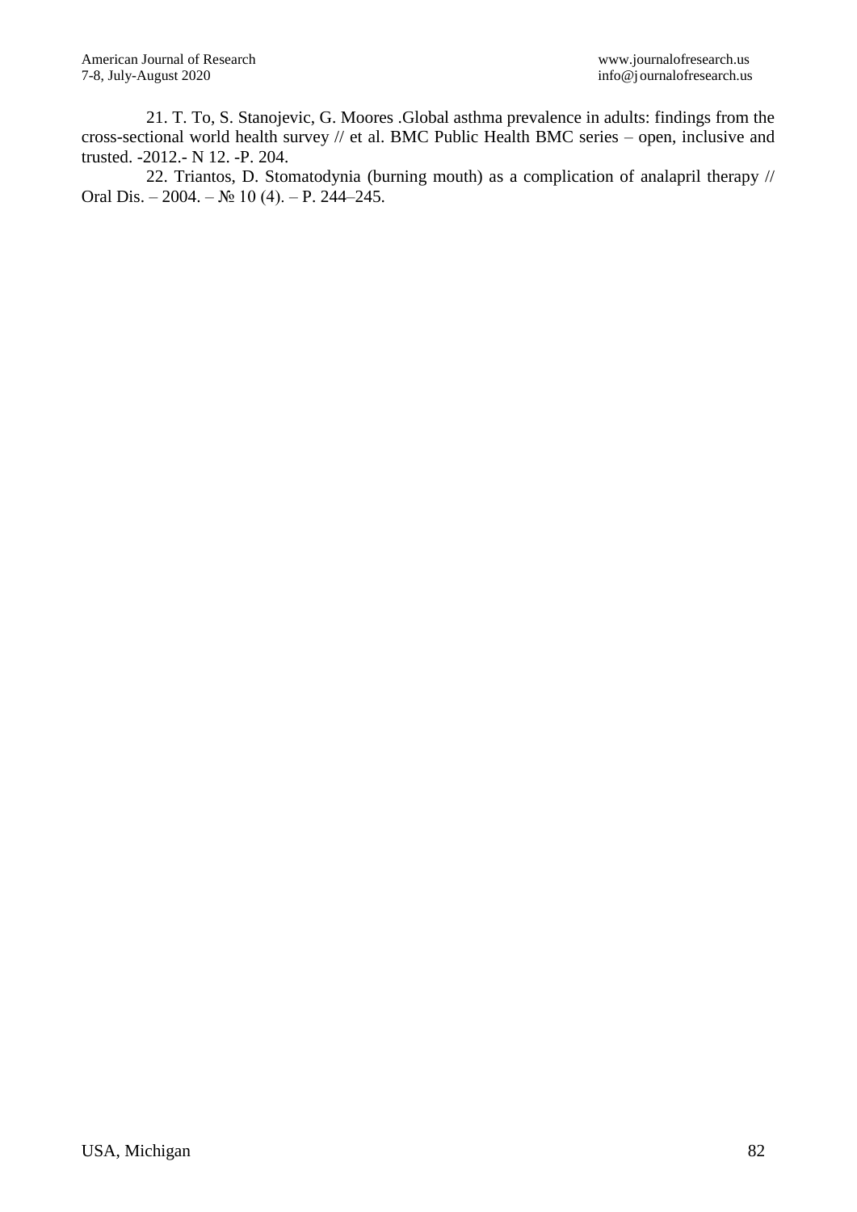21. T. To, S. Stanojevic, G. Moores .Global asthma prevalence in adults: findings from the cross-sectional world health survey // et al. BMC Public Health BMC series – open, inclusive and trusted. -2012.- N 12. -P. 204.

22. Triantos, D. Stomatodynia (burning mouth) as a complication of analapril therapy // Oral Dis. – 2004. – № 10 (4). – P. 244–245.